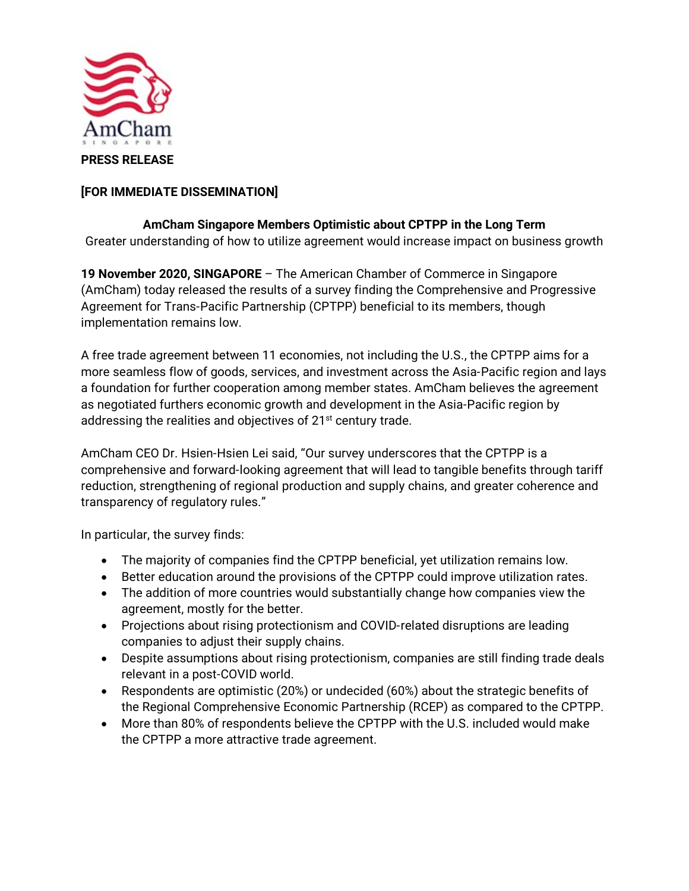AmCham

SINGAPORE

**PRESS RELEASE**

**[FOR IMMEDIATE DISSEMINATION]**

**AmCham Singapore Members Optimistic about CPTPP in the Long Term**

Greater understanding of how to utilize agreement would increase impact on business growth

**19 November 2020, SINGAPORE** – The American Chamber of Commerce in Singapore (AmCham) today released the results of a survey finding the Comprehensive and Progressive Agreement for Trans-Pacific Partnership (CPTPP) beneficial to its members, though implementation remains low.

A free trade agreement between 11 economies, not including the U.S., the CPTPP aims for a more seamless flow of goods, services, and investment across the Asia-Pacific region and lays a foundation for further cooperation among member states. AmCham believes the agreement as negotiated furthers economic growth and development in the Asia-Pacific region by addressing the realities and objectives of 21st century trade.

AmCham CEO Dr. Hsien-Hsien Lei said, "Our survey underscores that the CPTPP is a comprehensive and forward-looking agreement that will lead to tangible benefits through tariff reduction, strengthening of regional production and supply chains, and greater coherence and transparency of regulatory rules."

In particular, the survey finds:

- The majority of companies find the CPTPP beneficial, yet utilization remains low.
- Better education around the provisions of the CPTPP could improve utilization rates.
- The addition of more countries would substantially change how companies view the agreement, mostly for the better.
- Projections about rising protectionism and COVID-related disruptions are leading companies to adjust their supply chains.
- Despite assumptions about rising protectionism, companies are still finding trade deals relevant in a post-COVID world.
- Respondents are optimistic (20%) or undecided (60%) about the strategic benefits of the Regional Comprehensive Economic Partnership (RCEP) as compared to the CPTPP.
- More than 80% of respondents believe the CPTPP with the U.S. included would make the CPTPP a more attractive trade agreement.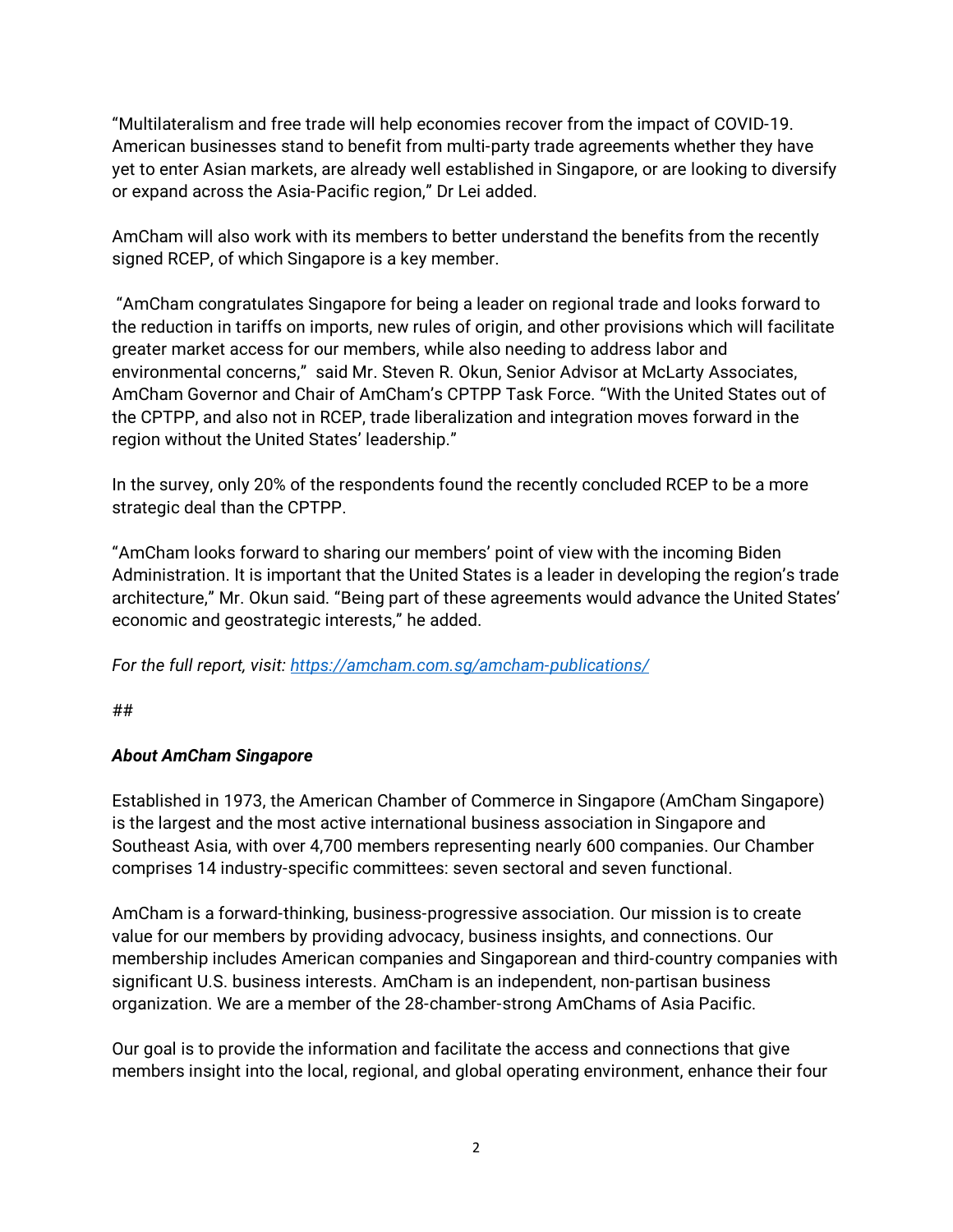"Multilateralism and free trade will help economies recover from the impact of COVID-19. American businesses stand to benefit from multi-party trade agreements whether they have yet to enter Asian markets, are already well established in Singapore, or are looking to diversify or expand across the Asia-Pacific region," Dr Lei added.

AmCham will also work with its members to better understand the benefits from the recently signed RCEP, of which Singapore is a key member.

"AmCham congratulates Singapore for being a leader on regional trade and looks forward to the reduction in tariffs on imports, new rules of origin, and other provisions which will facilitate greater market access for our members, while also needing to address labor and environmental concerns," said Mr. Steven R. Okun, Senior Advisor at McLarty Associates, AmCham Governor and Chair of AmCham's CPTPP Task Force. "With the United States out of the CPTPP, and also not in RCEP, trade liberalization and integration moves forward in the region without the United States' leadership."

In the survey, only 20% of the respondents found the recently concluded RCEP to be a more strategic deal than the CPTPP.

"AmCham looks forward to sharing our members' point of view with the incoming Biden Administration. It is important that the United States is a leader in developing the region's trade architecture," Mr. Okun said. "Being part of these agreements would advance the United States' economic and geostrategic interests," he added.

*For the full report, visit: [https://amcham.com.sg/amcham-publications/](https://amcham.com.sg/amcham-publications/)*

##

***About AmCham Singapore***

Established in 1973, the American Chamber of Commerce in Singapore (AmCham Singapore) is the largest and the most active international business association in Singapore and Southeast Asia, with over 4,700 members representing nearly 600 companies. Our Chamber comprises 14 industry-specific committees: seven sectoral and seven functional.

AmCham is a forward-thinking, business-progressive association. Our mission is to create value for our members by providing advocacy, business insights, and connections. Our membership includes American companies and Singaporean and third-country companies with significant U.S. business interests. AmCham is an independent, non-partisan business organization. We are a member of the 28-chamber-strong AmChams of Asia Pacific.

Our goal is to provide the information and facilitate the access and connections that give members insight into the local, regional, and global operating environment, enhance their four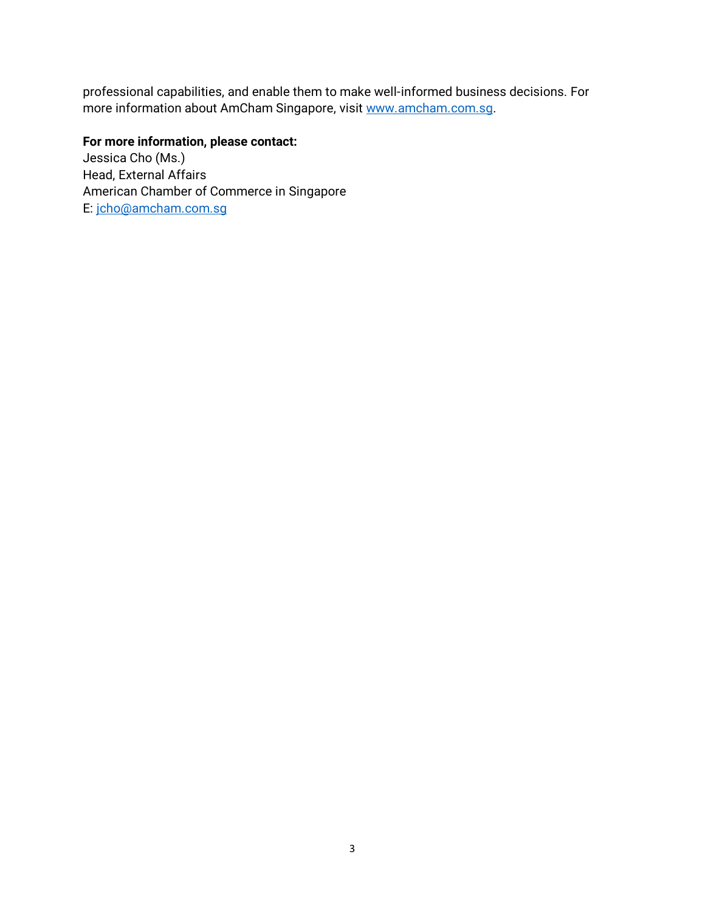professional capabilities, and enable them to make well-informed business decisions. For more information about AmCham Singapore, visit [www.amcham.com.sg](http://www.amcham.com.sg).

**For more information, please contact:**
Jessica Cho (Ms.)
Head, External Affairs
American Chamber of Commerce in Singapore
E: [jcho@amcham.com.sg](mailto:jcho@amcham.com.sg)